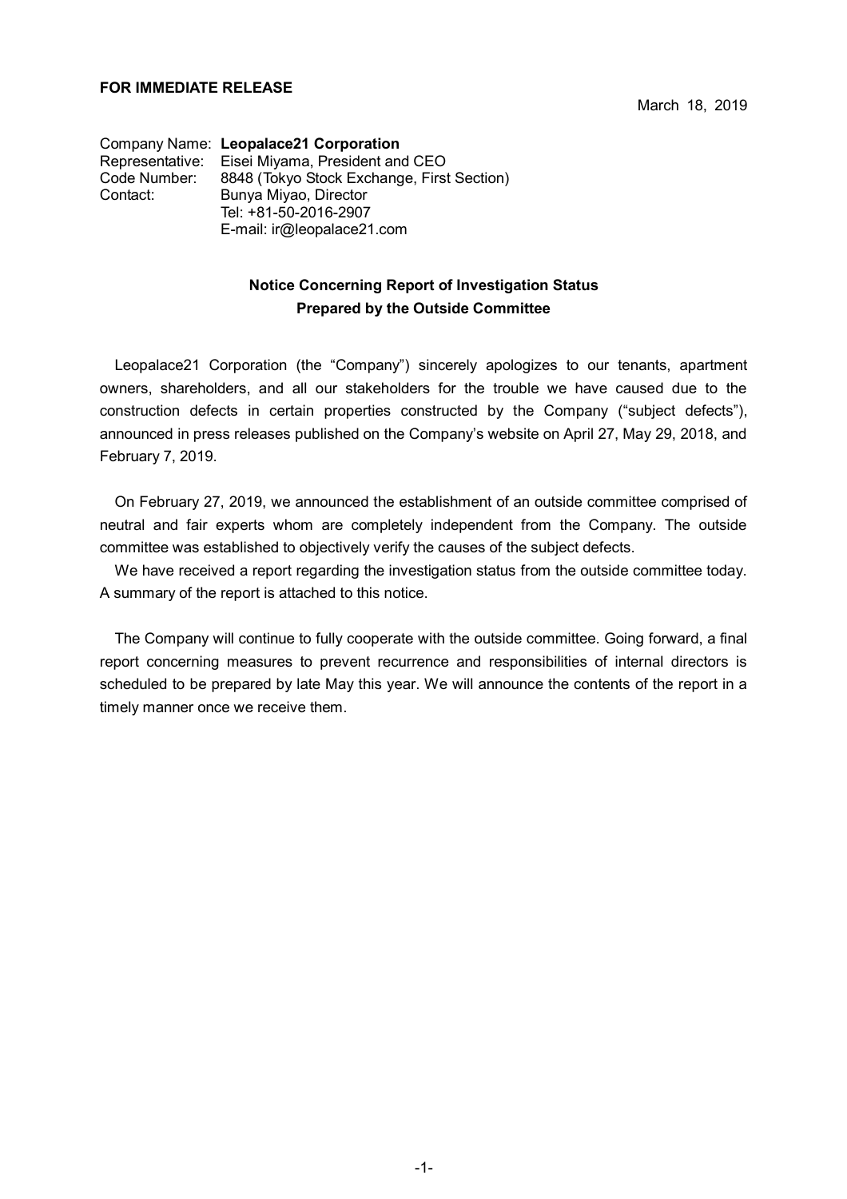**FOR IMMEDIATE RELEASE**

March 18, 2019

Company Name: **Leopalace21 Corporation**
Representative: Eisei Miyama, President and CEO
Code Number: 8848 (Tokyo Stock Exchange, First Section)
Contact: Bunya Miyao, Director
Tel: +81-50-2016-2907
E-mail: ir@leopalace21.com

## Notice Concerning Report of Investigation Status Prepared by the Outside Committee

Leopalace21 Corporation (the "Company") sincerely apologizes to our tenants, apartment owners, shareholders, and all our stakeholders for the trouble we have caused due to the construction defects in certain properties constructed by the Company ("subject defects"), announced in press releases published on the Company's website on April 27, May 29, 2018, and February 7, 2019.

On February 27, 2019, we announced the establishment of an outside committee comprised of neutral and fair experts whom are completely independent from the Company. The outside committee was established to objectively verify the causes of the subject defects.

We have received a report regarding the investigation status from the outside committee today. A summary of the report is attached to this notice.

The Company will continue to fully cooperate with the outside committee. Going forward, a final report concerning measures to prevent recurrence and responsibilities of internal directors is scheduled to be prepared by late May this year. We will announce the contents of the report in a timely manner once we receive them.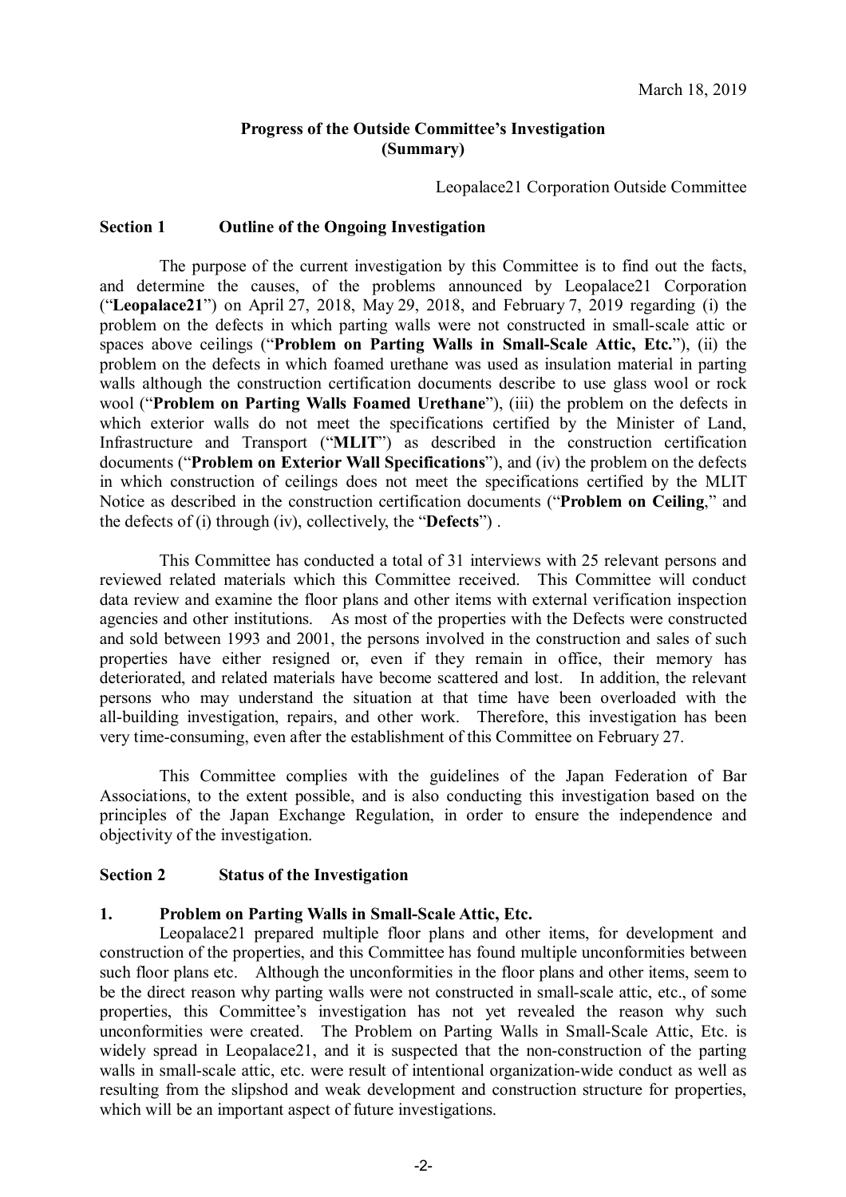March 18, 2019

**Progress of the Outside Committee's Investigation**
**(Summary)**

Leopalace21 Corporation Outside Committee

## Section 1 Outline of the Ongoing Investigation

The purpose of the current investigation by this Committee is to find out the facts, and determine the causes, of the problems announced by Leopalace21 Corporation ("**Leopalace21**") on April 27, 2018, May 29, 2018, and February 7, 2019 regarding (i) the problem on the defects in which parting walls were not constructed in small-scale attic or spaces above ceilings ("**Problem on Parting Walls in Small-Scale Attic, Etc.**"), (ii) the problem on the defects in which foamed urethane was used as insulation material in parting walls although the construction certification documents describe to use glass wool or rock wool ("**Problem on Parting Walls Foamed Urethane**"), (iii) the problem on the defects in which exterior walls do not meet the specifications certified by the Minister of Land, Infrastructure and Transport ("**MLIT**") as described in the construction certification documents ("**Problem on Exterior Wall Specifications**"), and (iv) the problem on the defects in which construction of ceilings does not meet the specifications certified by the MLIT Notice as described in the construction certification documents ("**Problem on Ceiling**," and the defects of (i) through (iv), collectively, the "**Defects**") .

This Committee has conducted a total of 31 interviews with 25 relevant persons and reviewed related materials which this Committee received. This Committee will conduct data review and examine the floor plans and other items with external verification inspection agencies and other institutions. As most of the properties with the Defects were constructed and sold between 1993 and 2001, the persons involved in the construction and sales of such properties have either resigned or, even if they remain in office, their memory has deteriorated, and related materials have become scattered and lost. In addition, the relevant persons who may understand the situation at that time have been overloaded with the all-building investigation, repairs, and other work. Therefore, this investigation has been very time-consuming, even after the establishment of this Committee on February 27.

This Committee complies with the guidelines of the Japan Federation of Bar Associations, to the extent possible, and is also conducting this investigation based on the principles of the Japan Exchange Regulation, in order to ensure the independence and objectivity of the investigation.

## Section 2 Status of the Investigation

### 1. Problem on Parting Walls in Small-Scale Attic, Etc.

Leopalace21 prepared multiple floor plans and other items, for development and construction of the properties, and this Committee has found multiple unconformities between such floor plans etc. Although the unconformities in the floor plans and other items, seem to be the direct reason why parting walls were not constructed in small-scale attic, etc., of some properties, this Committee's investigation has not yet revealed the reason why such unconformities were created. The Problem on Parting Walls in Small-Scale Attic, Etc. is widely spread in Leopalace21, and it is suspected that the non-construction of the parting walls in small-scale attic, etc. were result of intentional organization-wide conduct as well as resulting from the slipshod and weak development and construction structure for properties, which will be an important aspect of future investigations.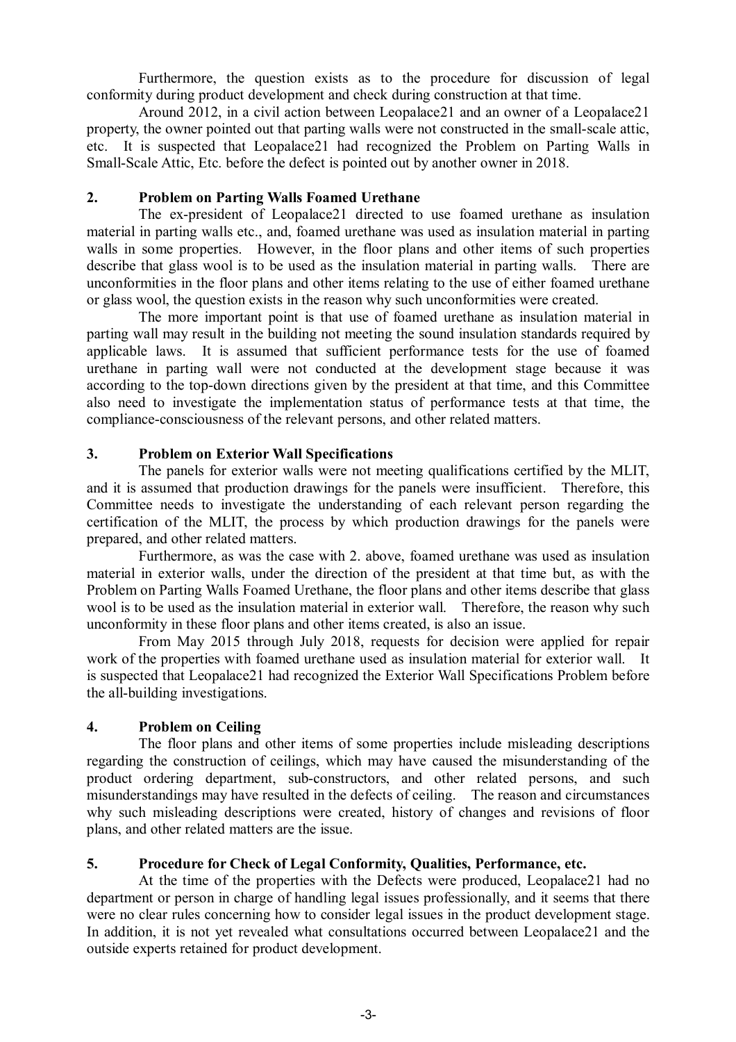Furthermore, the question exists as to the procedure for discussion of legal conformity during product development and check during construction at that time.

Around 2012, in a civil action between Leopalace21 and an owner of a Leopalace21 property, the owner pointed out that parting walls were not constructed in the small-scale attic, etc. It is suspected that Leopalace21 had recognized the Problem on Parting Walls in Small-Scale Attic, Etc. before the defect is pointed out by another owner in 2018.

## 2. Problem on Parting Walls Foamed Urethane

The ex-president of Leopalace21 directed to use foamed urethane as insulation material in parting walls etc., and, foamed urethane was used as insulation material in parting walls in some properties. However, in the floor plans and other items of such properties describe that glass wool is to be used as the insulation material in parting walls. There are unconformities in the floor plans and other items relating to the use of either foamed urethane or glass wool, the question exists in the reason why such unconformities were created.

The more important point is that use of foamed urethane as insulation material in parting wall may result in the building not meeting the sound insulation standards required by applicable laws. It is assumed that sufficient performance tests for the use of foamed urethane in parting wall were not conducted at the development stage because it was according to the top-down directions given by the president at that time, and this Committee also need to investigate the implementation status of performance tests at that time, the compliance-consciousness of the relevant persons, and other related matters.

## 3. Problem on Exterior Wall Specifications

The panels for exterior walls were not meeting qualifications certified by the MLIT, and it is assumed that production drawings for the panels were insufficient. Therefore, this Committee needs to investigate the understanding of each relevant person regarding the certification of the MLIT, the process by which production drawings for the panels were prepared, and other related matters.

Furthermore, as was the case with 2. above, foamed urethane was used as insulation material in exterior walls, under the direction of the president at that time but, as with the Problem on Parting Walls Foamed Urethane, the floor plans and other items describe that glass wool is to be used as the insulation material in exterior wall. Therefore, the reason why such unconformity in these floor plans and other items created, is also an issue.

From May 2015 through July 2018, requests for decision were applied for repair work of the properties with foamed urethane used as insulation material for exterior wall. It is suspected that Leopalace21 had recognized the Exterior Wall Specifications Problem before the all-building investigations.

## 4. Problem on Ceiling

The floor plans and other items of some properties include misleading descriptions regarding the construction of ceilings, which may have caused the misunderstanding of the product ordering department, sub-constructors, and other related persons, and such misunderstandings may have resulted in the defects of ceiling. The reason and circumstances why such misleading descriptions were created, history of changes and revisions of floor plans, and other related matters are the issue.

## 5. Procedure for Check of Legal Conformity, Qualities, Performance, etc.

At the time of the properties with the Defects were produced, Leopalace21 had no department or person in charge of handling legal issues professionally, and it seems that there were no clear rules concerning how to consider legal issues in the product development stage. In addition, it is not yet revealed what consultations occurred between Leopalace21 and the outside experts retained for product development.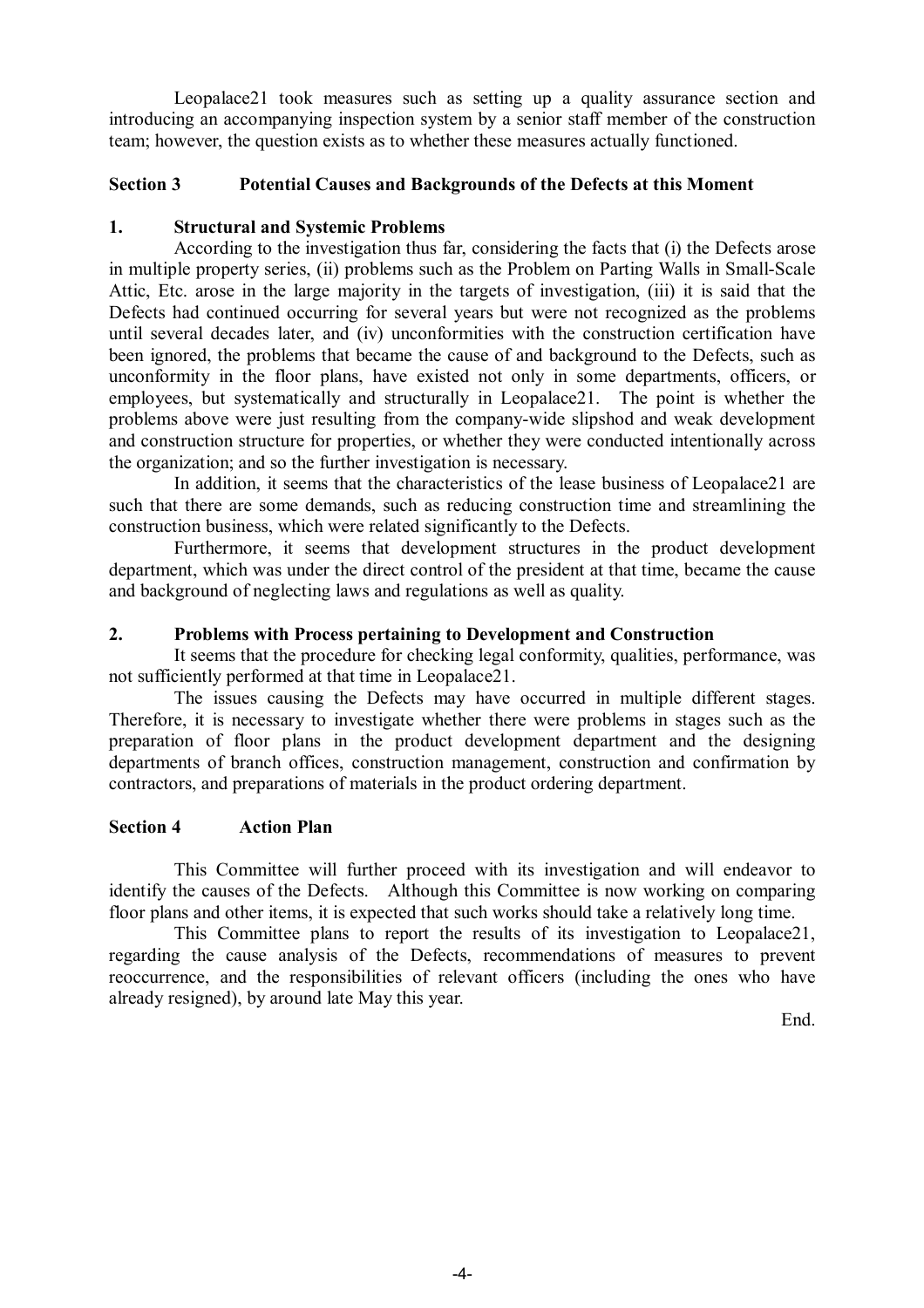Leopalace21 took measures such as setting up a quality assurance section and introducing an accompanying inspection system by a senior staff member of the construction team; however, the question exists as to whether these measures actually functioned.

## Section 3 Potential Causes and Backgrounds of the Defects at this Moment

### 1. Structural and Systemic Problems

According to the investigation thus far, considering the facts that (i) the Defects arose in multiple property series, (ii) problems such as the Problem on Parting Walls in Small-Scale Attic, Etc. arose in the large majority in the targets of investigation, (iii) it is said that the Defects had continued occurring for several years but were not recognized as the problems until several decades later, and (iv) unconformities with the construction certification have been ignored, the problems that became the cause of and background to the Defects, such as unconformity in the floor plans, have existed not only in some departments, officers, or employees, but systematically and structurally in Leopalace21. The point is whether the problems above were just resulting from the company-wide slipshod and weak development and construction structure for properties, or whether they were conducted intentionally across the organization; and so the further investigation is necessary.

In addition, it seems that the characteristics of the lease business of Leopalace21 are such that there are some demands, such as reducing construction time and streamlining the construction business, which were related significantly to the Defects.

Furthermore, it seems that development structures in the product development department, which was under the direct control of the president at that time, became the cause and background of neglecting laws and regulations as well as quality.

### 2. Problems with Process pertaining to Development and Construction

It seems that the procedure for checking legal conformity, qualities, performance, was not sufficiently performed at that time in Leopalace21.

The issues causing the Defects may have occurred in multiple different stages. Therefore, it is necessary to investigate whether there were problems in stages such as the preparation of floor plans in the product development department and the designing departments of branch offices, construction management, construction and confirmation by contractors, and preparations of materials in the product ordering department.

## Section 4 Action Plan

This Committee will further proceed with its investigation and will endeavor to identify the causes of the Defects. Although this Committee is now working on comparing floor plans and other items, it is expected that such works should take a relatively long time.

This Committee plans to report the results of its investigation to Leopalace21, regarding the cause analysis of the Defects, recommendations of measures to prevent reoccurrence, and the responsibilities of relevant officers (including the ones who have already resigned), by around late May this year.

End.